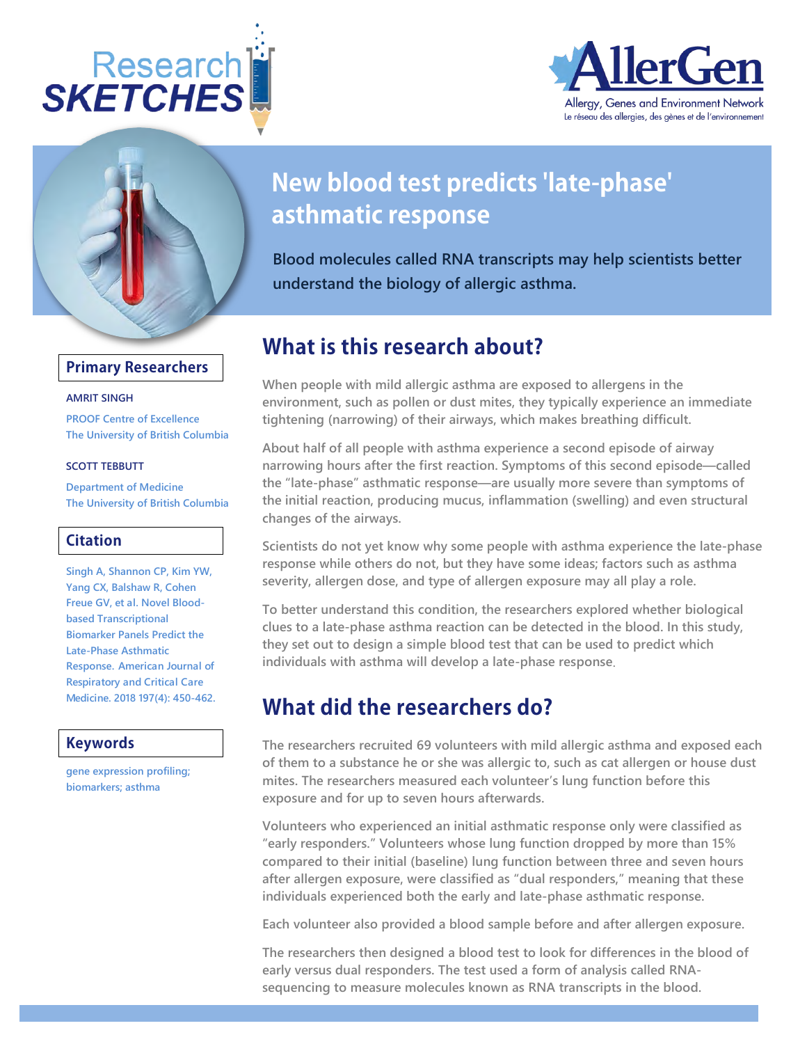Research SKETCHES

AllerGen
Allergy, Genes and Environment Network
Le réseau des allergies, des gènes et de l'environnement

# New blood test predicts 'late-phase' asthmatic response

**Blood molecules called RNA transcripts may help scientists better understand the biology of allergic asthma.**

## What is this research about?

When people with mild allergic asthma are exposed to allergens in the environment, such as pollen or dust mites, they typically experience an immediate tightening (narrowing) of their airways, which makes breathing difficult.

About half of all people with asthma experience a second episode of airway narrowing hours after the first reaction. Symptoms of this second episode—called the "late-phase" asthmatic response—are usually more severe than symptoms of the initial reaction, producing mucus, inflammation (swelling) and even structural changes of the airways.

Scientists do not yet know why some people with asthma experience the late-phase response while others do not, but they have some ideas; factors such as asthma severity, allergen dose, and type of allergen exposure may all play a role.

To better understand this condition, the researchers explored whether biological clues to a late-phase asthma reaction can be detected in the blood. In this study, they set out to design a simple blood test that can be used to predict which individuals with asthma will develop a late-phase response.

## What did the researchers do?

The researchers recruited 69 volunteers with mild allergic asthma and exposed each of them to a substance he or she was allergic to, such as cat allergen or house dust mites. The researchers measured each volunteer's lung function before this exposure and for up to seven hours afterwards.

Volunteers who experienced an initial asthmatic response only were classified as "early responders." Volunteers whose lung function dropped by more than 15% compared to their initial (baseline) lung function between three and seven hours after allergen exposure, were classified as "dual responders," meaning that these individuals experienced both the early and late-phase asthmatic response.

Each volunteer also provided a blood sample before and after allergen exposure.

The researchers then designed a blood test to look for differences in the blood of early versus dual responders. The test used a form of analysis called RNA-sequencing to measure molecules known as RNA transcripts in the blood.

### Primary Researchers

AMRIT SINGH

PROOF Centre of Excellence
The University of British Columbia

SCOTT TEBBUTT

Department of Medicine
The University of British Columbia

### Citation

Singh A, Shannon CP, Kim YW, Yang CX, Balshaw R, Cohen Freue GV, et al. Novel Blood-based Transcriptional Biomarker Panels Predict the Late-Phase Asthmatic Response. American Journal of Respiratory and Critical Care Medicine. 2018 197(4): 450-462.

### Keywords

gene expression profiling; biomarkers; asthma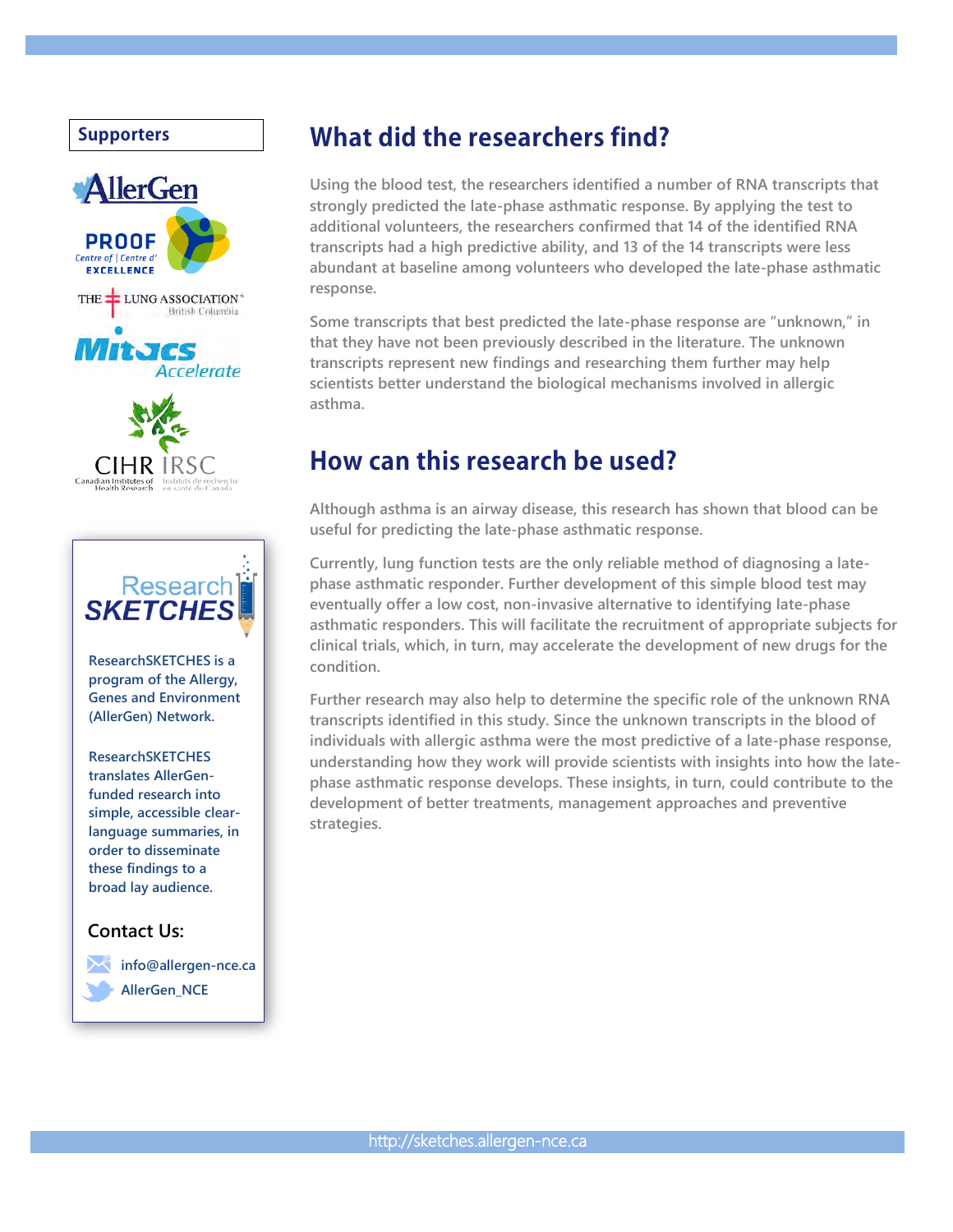## Supporters

AllerGen

PROOF Centre of | Centre d' EXCELLENCE

THE LUNG ASSOCIATION British Columbia

Mitacs Accelerate

CIHR IRSC Canadian Institutes of Health Research | Instituts de recherche en santé du Canada

Research SKETCHES

ResearchSKETCHES is a program of the Allergy, Genes and Environment (AllerGen) Network.

ResearchSKETCHES translates AllerGen-funded research into simple, accessible clear-language summaries, in order to disseminate these findings to a broad lay audience.

**Contact Us:**

info@allergen-nce.ca

AllerGen_NCE

## What did the researchers find?

Using the blood test, the researchers identified a number of RNA transcripts that strongly predicted the late-phase asthmatic response. By applying the test to additional volunteers, the researchers confirmed that 14 of the identified RNA transcripts had a high predictive ability, and 13 of the 14 transcripts were less abundant at baseline among volunteers who developed the late-phase asthmatic response.

Some transcripts that best predicted the late-phase response are "unknown," in that they have not been previously described in the literature. The unknown transcripts represent new findings and researching them further may help scientists better understand the biological mechanisms involved in allergic asthma.

## How can this research be used?

Although asthma is an airway disease, this research has shown that blood can be useful for predicting the late-phase asthmatic response.

Currently, lung function tests are the only reliable method of diagnosing a late-phase asthmatic responder. Further development of this simple blood test may eventually offer a low cost, non-invasive alternative to identifying late-phase asthmatic responders. This will facilitate the recruitment of appropriate subjects for clinical trials, which, in turn, may accelerate the development of new drugs for the condition.

Further research may also help to determine the specific role of the unknown RNA transcripts identified in this study. Since the unknown transcripts in the blood of individuals with allergic asthma were the most predictive of a late-phase response, understanding how they work will provide scientists with insights into how the late-phase asthmatic response develops. These insights, in turn, could contribute to the development of better treatments, management approaches and preventive strategies.